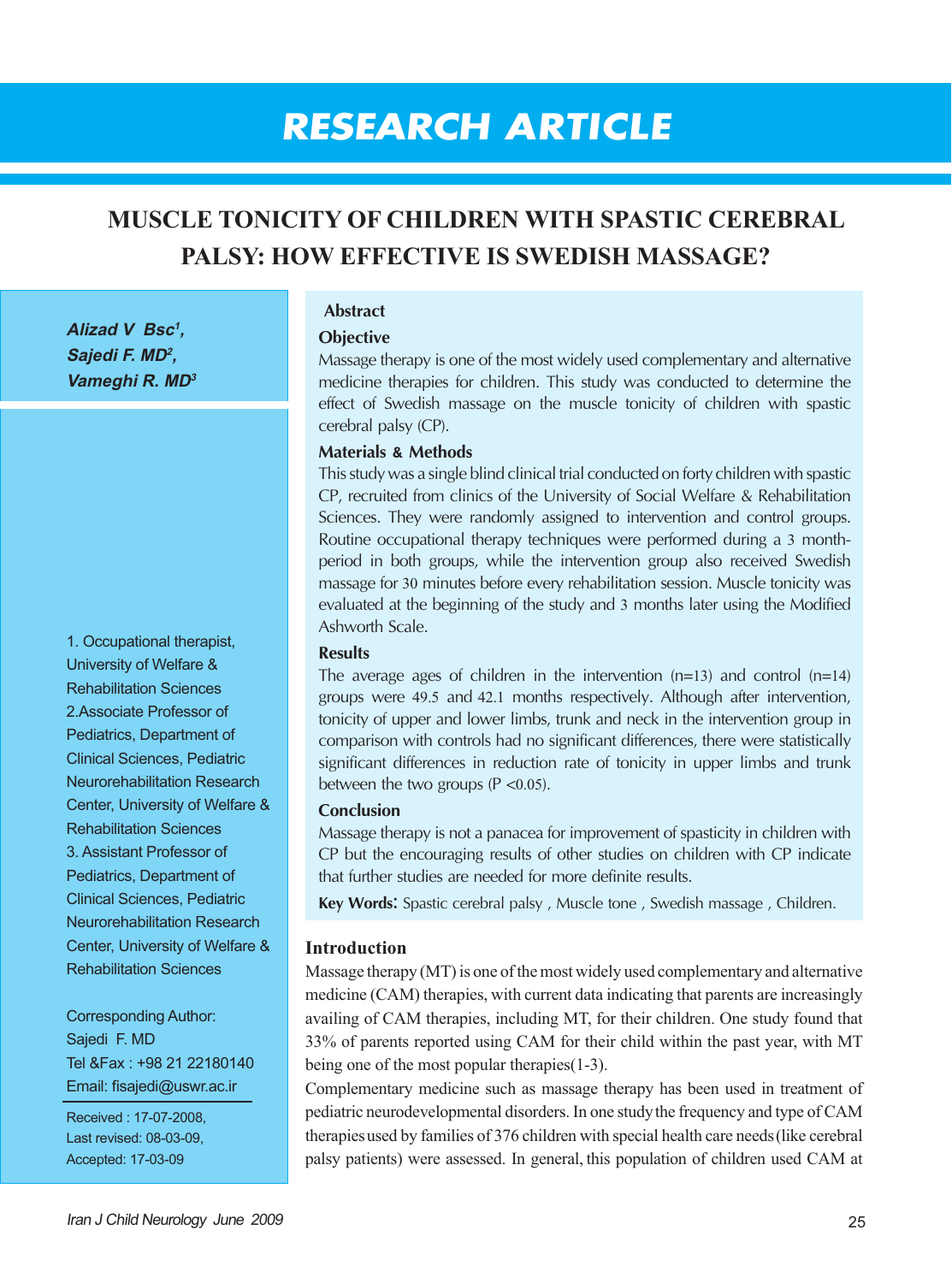RESEARCH ARTICLE

# MUSCLE TONICITY OF CHILDREN WITH SPASTIC CEREBRAL PALSY: HOW EFFECTIVE IS SWEDISH MASSAGE?

***Alizad V Bsc[1], Sajedi F. MD[2], Vameghi R. MD[3]***

1. Occupational therapist, University of Welfare & Rehabilitation Sciences
2. Associate Professor of Pediatrics, Department of Clinical Sciences, Pediatric Neurorehabilitation Research Center, University of Welfare & Rehabilitation Sciences
3. Assistant Professor of Pediatrics, Department of Clinical Sciences, Pediatric Neurorehabilitation Research Center, University of Welfare & Rehabilitation Sciences

Corresponding Author:
Sajedi F. MD
Tel &Fax : +98 21 22180140
Email: fisajedi@uswr.ac.ir

Received : 17-07-2008,
Last revised: 08-03-09,
Accepted: 17-03-09

## Abstract

### Objective

Massage therapy is one of the most widely used complementary and alternative medicine therapies for children. This study was conducted to determine the effect of Swedish massage on the muscle tonicity of children with spastic cerebral palsy (CP).

### Materials & Methods

This study was a single blind clinical trial conducted on forty children with spastic CP, recruited from clinics of the University of Social Welfare & Rehabilitation Sciences. They were randomly assigned to intervention and control groups. Routine occupational therapy techniques were performed during a 3 month-period in both groups, while the intervention group also received Swedish massage for 30 minutes before every rehabilitation session. Muscle tonicity was evaluated at the beginning of the study and 3 months later using the Modified Ashworth Scale.

### Results

The average ages of children in the intervention (n=13) and control (n=14) groups were 49.5 and 42.1 months respectively. Although after intervention, tonicity of upper and lower limbs, trunk and neck in the intervention group in comparison with controls had no significant differences, there were statistically significant differences in reduction rate of tonicity in upper limbs and trunk between the two groups ($P < 0.05$).

### Conclusion

Massage therapy is not a panacea for improvement of spasticity in children with CP but the encouraging results of other studies on children with CP indicate that further studies are needed for more definite results.

**Key Words:** Spastic cerebral palsy , Muscle tone , Swedish massage , Children.

## Introduction

Massage therapy (MT) is one of the most widely used complementary and alternative medicine (CAM) therapies, with current data indicating that parents are increasingly availing of CAM therapies, including MT, for their children. One study found that 33% of parents reported using CAM for their child within the past year, with MT being one of the most popular therapies(1-3).

Complementary medicine such as massage therapy has been used in treatment of pediatric neurodevelopmental disorders. In one study the frequency and type of CAM therapies used by families of 376 children with special health care needs (like cerebral palsy patients) were assessed. In general, this population of children used CAM at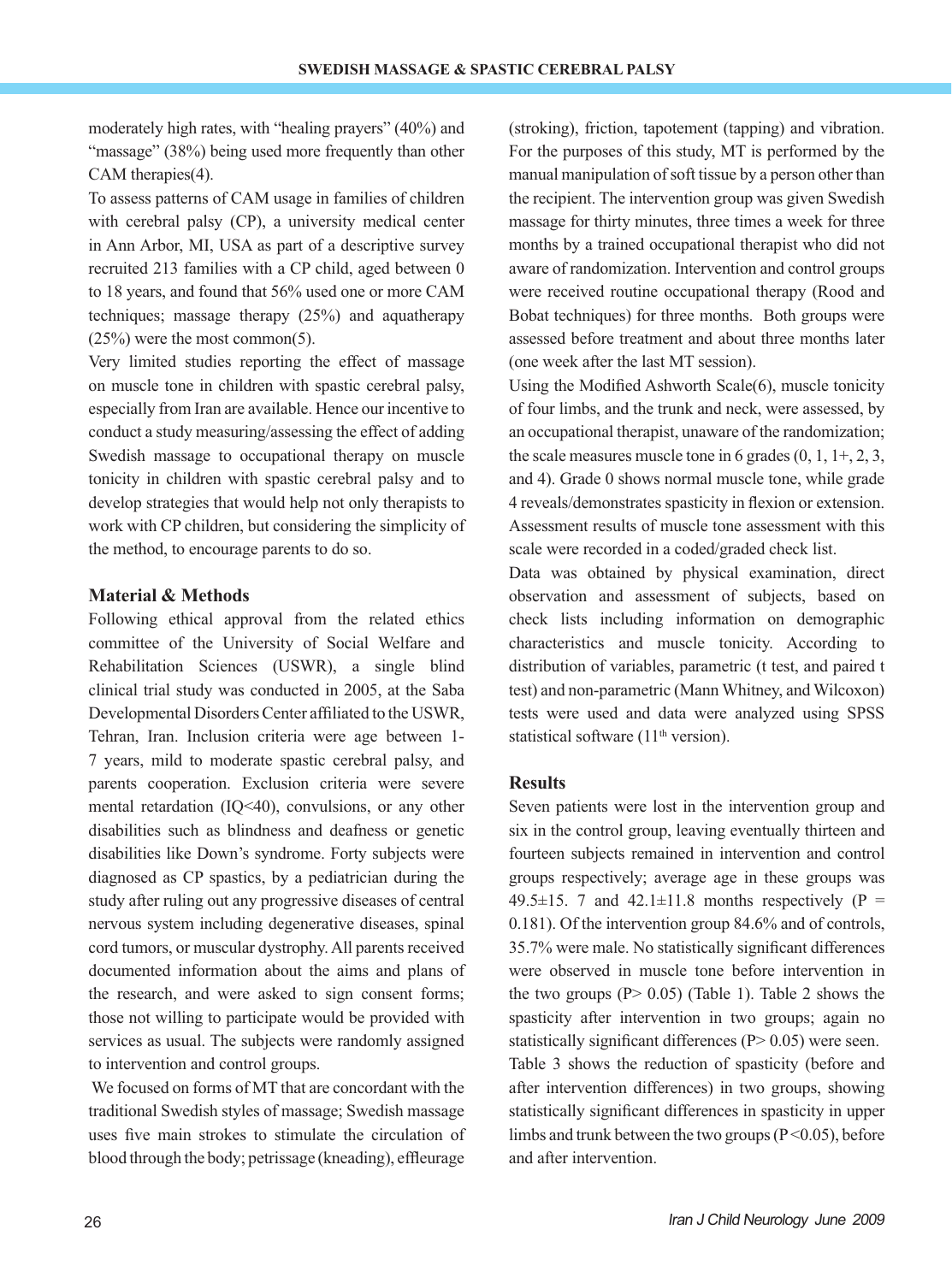moderately high rates, with "healing prayers" (40%) and "massage" (38%) being used more frequently than other CAM therapies(4).

To assess patterns of CAM usage in families of children with cerebral palsy (CP), a university medical center in Ann Arbor, MI, USA as part of a descriptive survey recruited 213 families with a CP child, aged between 0 to 18 years, and found that 56% used one or more CAM techniques; massage therapy (25%) and aquatherapy (25%) were the most common(5).

Very limited studies reporting the effect of massage on muscle tone in children with spastic cerebral palsy, especially from Iran are available. Hence our incentive to conduct a study measuring/assessing the effect of adding Swedish massage to occupational therapy on muscle tonicity in children with spastic cerebral palsy and to develop strategies that would help not only therapists to work with CP children, but considering the simplicity of the method, to encourage parents to do so.

## Material & Methods

Following ethical approval from the related ethics committee of the University of Social Welfare and Rehabilitation Sciences (USWR), a single blind clinical trial study was conducted in 2005, at the Saba Developmental Disorders Center affiliated to the USWR, Tehran, Iran. Inclusion criteria were age between 1-7 years, mild to moderate spastic cerebral palsy, and parents cooperation. Exclusion criteria were severe mental retardation (IQ<40), convulsions, or any other disabilities such as blindness and deafness or genetic disabilities like Down's syndrome. Forty subjects were diagnosed as CP spastics, by a pediatrician during the study after ruling out any progressive diseases of central nervous system including degenerative diseases, spinal cord tumors, or muscular dystrophy. All parents received documented information about the aims and plans of the research, and were asked to sign consent forms; those not willing to participate would be provided with services as usual. The subjects were randomly assigned to intervention and control groups.

We focused on forms of MT that are concordant with the traditional Swedish styles of massage; Swedish massage uses five main strokes to stimulate the circulation of blood through the body; petrissage (kneading), effleurage (stroking), friction, tapotement (tapping) and vibration. For the purposes of this study, MT is performed by the manual manipulation of soft tissue by a person other than the recipient. The intervention group was given Swedish massage for thirty minutes, three times a week for three months by a trained occupational therapist who did not aware of randomization. Intervention and control groups were received routine occupational therapy (Rood and Bobat techniques) for three months. Both groups were assessed before treatment and about three months later (one week after the last MT session).

Using the Modified Ashworth Scale(6), muscle tonicity of four limbs, and the trunk and neck, were assessed, by an occupational therapist, unaware of the randomization; the scale measures muscle tone in 6 grades (0, 1, 1+, 2, 3, and 4). Grade 0 shows normal muscle tone, while grade 4 reveals/demonstrates spasticity in flexion or extension. Assessment results of muscle tone assessment with this scale were recorded in a coded/graded check list.

Data was obtained by physical examination, direct observation and assessment of subjects, based on check lists including information on demographic characteristics and muscle tonicity. According to distribution of variables, parametric (t test, and paired t test) and non-parametric (Mann Whitney, and Wilcoxon) tests were used and data were analyzed using SPSS statistical software (11th version).

## Results

Seven patients were lost in the intervention group and six in the control group, leaving eventually thirteen and fourteen subjects remained in intervention and control groups respectively; average age in these groups was 49.5±15. 7 and 42.1±11.8 months respectively ($P = 0.181$). Of the intervention group 84.6% and of controls, 35.7% were male. No statistically significant differences were observed in muscle tone before intervention in the two groups ($P > 0.05$) (Table 1). Table 2 shows the spasticity after intervention in two groups; again no statistically significant differences ($P > 0.05$) were seen.

Table 3 shows the reduction of spasticity (before and after intervention differences) in two groups, showing statistically significant differences in spasticity in upper limbs and trunk between the two groups ($P < 0.05$), before and after intervention.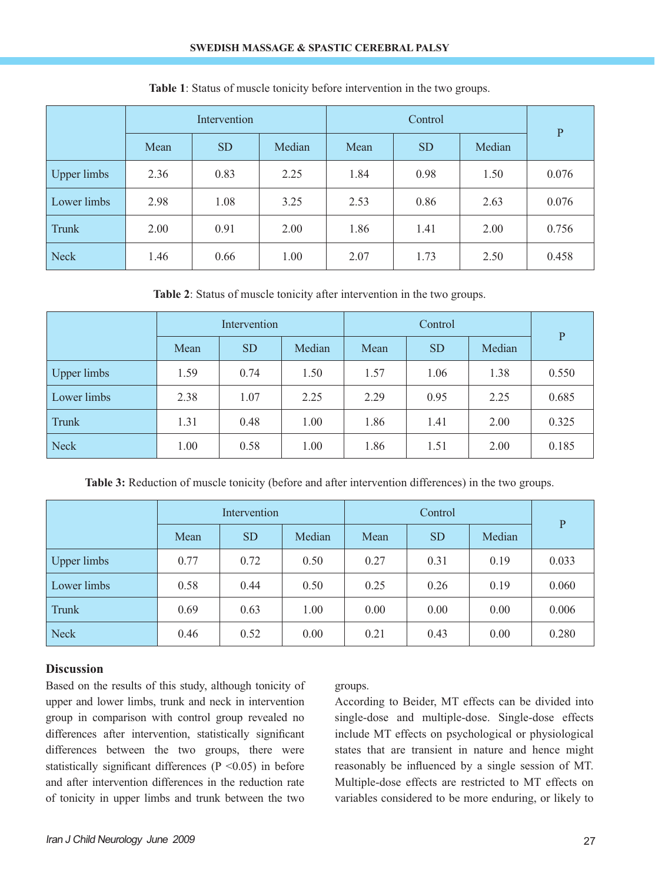**Table 1**: Status of muscle tonicity before intervention in the two groups.

| | Intervention | | | Control | | | P |
|---|---|---|---|---|---|---|---|
| | Mean | SD | Median | Mean | SD | Median | |
| Upper limbs | 2.36 | 0.83 | 2.25 | 1.84 | 0.98 | 1.50 | 0.076 |
| Lower limbs | 2.98 | 1.08 | 3.25 | 2.53 | 0.86 | 2.63 | 0.076 |
| Trunk | 2.00 | 0.91 | 2.00 | 1.86 | 1.41 | 2.00 | 0.756 |
| Neck | 1.46 | 0.66 | 1.00 | 2.07 | 1.73 | 2.50 | 0.458 |

**Table 2**: Status of muscle tonicity after intervention in the two groups.

| | Intervention | | | Control | | | P |
|---|---|---|---|---|---|---|---|
| | Mean | SD | Median | Mean | SD | Median | |
| Upper limbs | 1.59 | 0.74 | 1.50 | 1.57 | 1.06 | 1.38 | 0.550 |
| Lower limbs | 2.38 | 1.07 | 2.25 | 2.29 | 0.95 | 2.25 | 0.685 |
| Trunk | 1.31 | 0.48 | 1.00 | 1.86 | 1.41 | 2.00 | 0.325 |
| Neck | 1.00 | 0.58 | 1.00 | 1.86 | 1.51 | 2.00 | 0.185 |

**Table 3:** Reduction of muscle tonicity (before and after intervention differences) in the two groups.

| | Intervention | | | Control | | | P |
|---|---|---|---|---|---|---|---|
| | Mean | SD | Median | Mean | SD | Median | |
| Upper limbs | 0.77 | 0.72 | 0.50 | 0.27 | 0.31 | 0.19 | 0.033 |
| Lower limbs | 0.58 | 0.44 | 0.50 | 0.25 | 0.26 | 0.19 | 0.060 |
| Trunk | 0.69 | 0.63 | 1.00 | 0.00 | 0.00 | 0.00 | 0.006 |
| Neck | 0.46 | 0.52 | 0.00 | 0.21 | 0.43 | 0.00 | 0.280 |

## Discussion

Based on the results of this study, although tonicity of upper and lower limbs, trunk and neck in intervention group in comparison with control group revealed no differences after intervention, statistically significant differences between the two groups, there were statistically significant differences ($P < 0.05$) in before and after intervention differences in the reduction rate of tonicity in upper limbs and trunk between the two groups.

According to Beider, MT effects can be divided into single-dose and multiple-dose. Single-dose effects include MT effects on psychological or physiological states that are transient in nature and hence might reasonably be influenced by a single session of MT. Multiple-dose effects are restricted to MT effects on variables considered to be more enduring, or likely to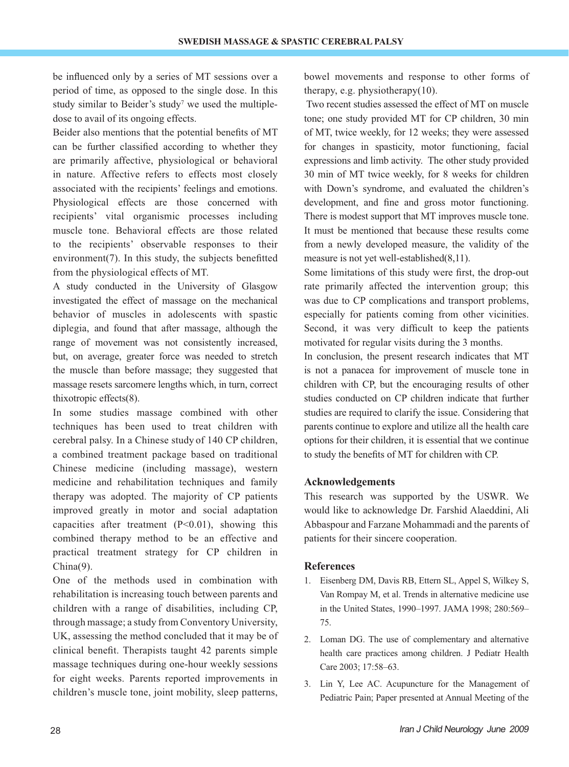be influenced only by a series of MT sessions over a period of time, as opposed to the single dose. In this study similar to Beider's study[7] we used the multiple-dose to avail of its ongoing effects.

Beider also mentions that the potential benefits of MT can be further classified according to whether they are primarily affective, physiological or behavioral in nature. Affective refers to effects most closely associated with the recipients' feelings and emotions. Physiological effects are those concerned with recipients' vital organismic processes including muscle tone. Behavioral effects are those related to the recipients' observable responses to their environment(7). In this study, the subjects benefitted from the physiological effects of MT.

A study conducted in the University of Glasgow investigated the effect of massage on the mechanical behavior of muscles in adolescents with spastic diplegia, and found that after massage, although the range of movement was not consistently increased, but, on average, greater force was needed to stretch the muscle than before massage; they suggested that massage resets sarcomere lengths which, in turn, correct thixotropic effects(8).

In some studies massage combined with other techniques has been used to treat children with cerebral palsy. In a Chinese study of 140 CP children, a combined treatment package based on traditional Chinese medicine (including massage), western medicine and rehabilitation techniques and family therapy was adopted. The majority of CP patients improved greatly in motor and social adaptation capacities after treatment ($P<0.01$), showing this combined therapy method to be an effective and practical treatment strategy for CP children in China(9).

One of the methods used in combination with rehabilitation is increasing touch between parents and children with a range of disabilities, including CP, through massage; a study from Conventory University, UK, assessing the method concluded that it may be of clinical benefit. Therapists taught 42 parents simple massage techniques during one-hour weekly sessions for eight weeks. Parents reported improvements in children's muscle tone, joint mobility, sleep patterns, bowel movements and response to other forms of therapy, e.g. physiotherapy(10).

Two recent studies assessed the effect of MT on muscle tone; one study provided MT for CP children, 30 min of MT, twice weekly, for 12 weeks; they were assessed for changes in spasticity, motor functioning, facial expressions and limb activity. The other study provided 30 min of MT twice weekly, for 8 weeks for children with Down's syndrome, and evaluated the children's development, and fine and gross motor functioning. There is modest support that MT improves muscle tone. It must be mentioned that because these results come from a newly developed measure, the validity of the measure is not yet well-established(8,11).

Some limitations of this study were first, the drop-out rate primarily affected the intervention group; this was due to CP complications and transport problems, especially for patients coming from other vicinities. Second, it was very difficult to keep the patients motivated for regular visits during the 3 months.

In conclusion, the present research indicates that MT is not a panacea for improvement of muscle tone in children with CP, but the encouraging results of other studies conducted on CP children indicate that further studies are required to clarify the issue. Considering that parents continue to explore and utilize all the health care options for their children, it is essential that we continue to study the benefits of MT for children with CP.

## Acknowledgements

This research was supported by the USWR. We would like to acknowledge Dr. Farshid Alaeddini, Ali Abbaspour and Farzane Mohammadi and the parents of patients for their sincere cooperation.

## References

1. Eisenberg DM, Davis RB, Ettern SL, Appel S, Wilkey S, Van Rompay M, et al. Trends in alternative medicine use in the United States, 1990–1997. JAMA 1998; 280:569–75.
2. Loman DG. The use of complementary and alternative health care practices among children. J Pediatr Health Care 2003; 17:58–63.
3. Lin Y, Lee AC. Acupuncture for the Management of Pediatric Pain; Paper presented at Annual Meeting of the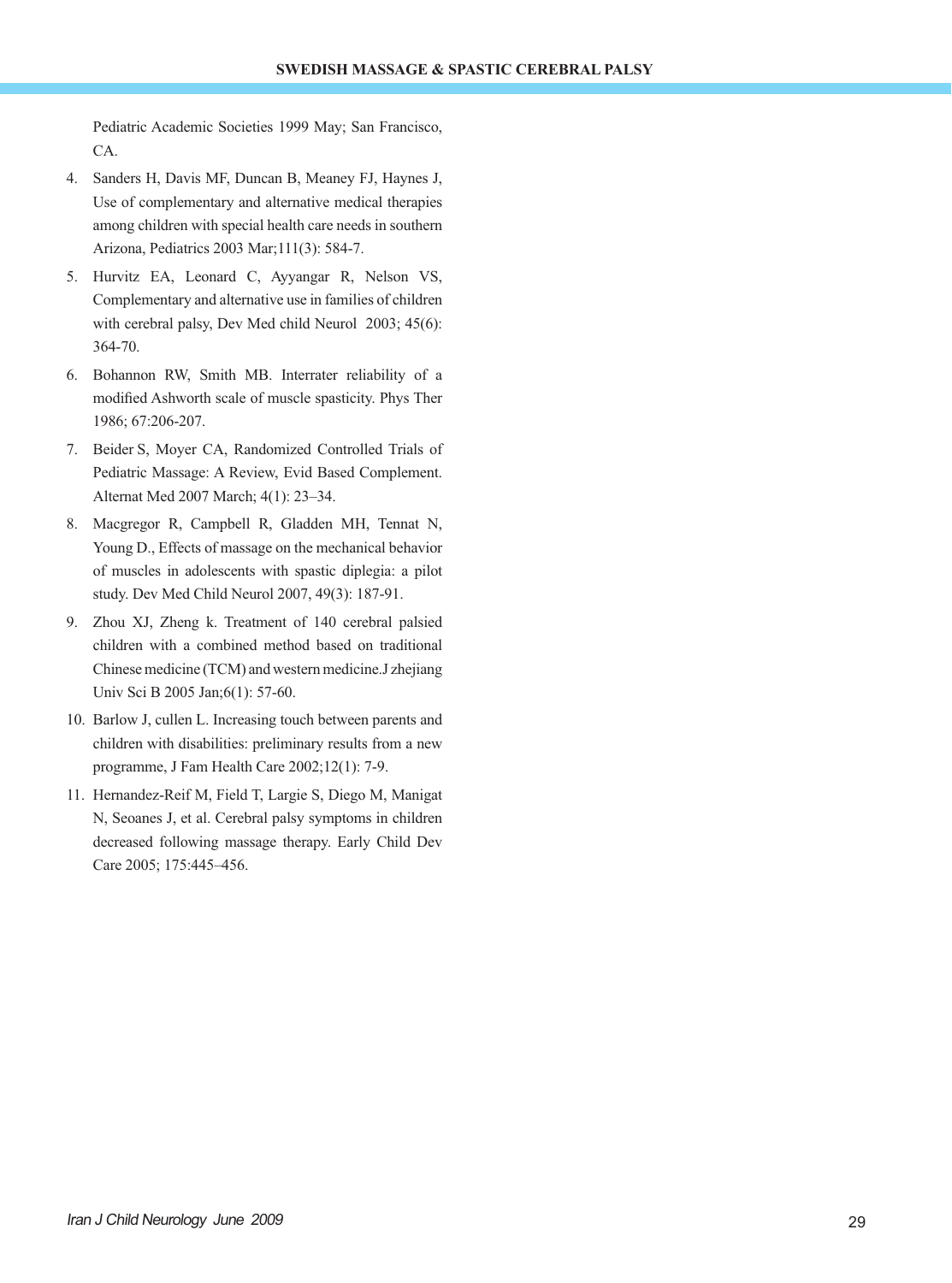Pediatric Academic Societies 1999 May; San Francisco, CA.

4. Sanders H, Davis MF, Duncan B, Meaney FJ, Haynes J, Use of complementary and alternative medical therapies among children with special health care needs in southern Arizona, Pediatrics 2003 Mar;111(3): 584-7.
5. Hurvitz EA, Leonard C, Ayyangar R, Nelson VS, Complementary and alternative use in families of children with cerebral palsy, Dev Med child Neurol 2003; 45(6): 364-70.
6. Bohannon RW, Smith MB. Interrater reliability of a modified Ashworth scale of muscle spasticity. Phys Ther 1986; 67:206-207.
7. Beider S, Moyer CA, Randomized Controlled Trials of Pediatric Massage: A Review, Evid Based Complement. Alternat Med 2007 March; 4(1): 23–34.
8. Macgregor R, Campbell R, Gladden MH, Tennat N, Young D., Effects of massage on the mechanical behavior of muscles in adolescents with spastic diplegia: a pilot study. Dev Med Child Neurol 2007, 49(3): 187-91.
9. Zhou XJ, Zheng k. Treatment of 140 cerebral palsied children with a combined method based on traditional Chinese medicine (TCM) and western medicine.J zhejiang Univ Sci B 2005 Jan;6(1): 57-60.
10. Barlow J, cullen L. Increasing touch between parents and children with disabilities: preliminary results from a new programme, J Fam Health Care 2002;12(1): 7-9.
11. Hernandez-Reif M, Field T, Largie S, Diego M, Manigat N, Seoanes J, et al. Cerebral palsy symptoms in children decreased following massage therapy. Early Child Dev Care 2005; 175:445–456.